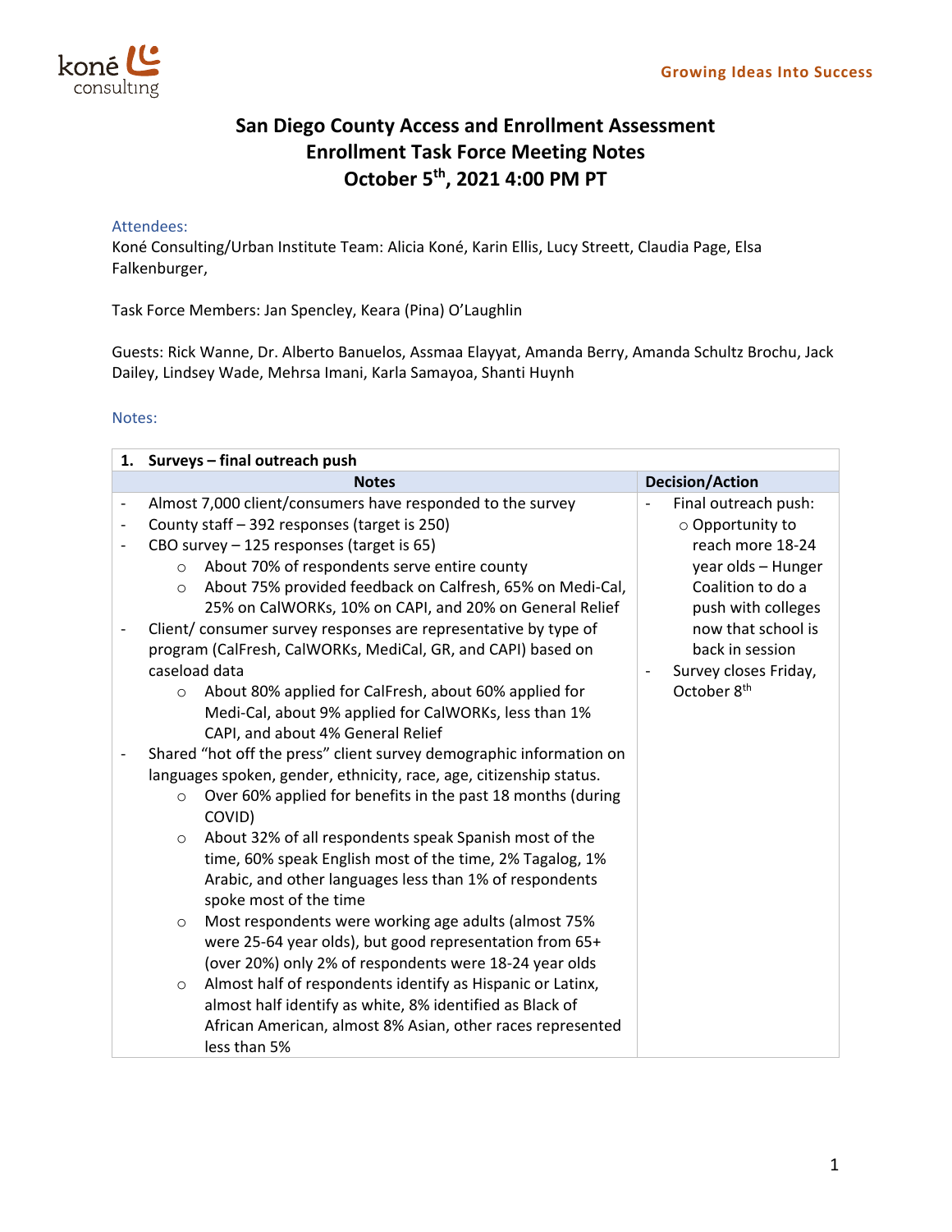# San Diego County Access and Enrollment Assessment
# Enrollment Task Force Meeting Notes
# October 5th, 2021 4:00 PM PT

## Attendees:

Koné Consulting/Urban Institute Team: Alicia Koné, Karin Ellis, Lucy Streett, Claudia Page, Elsa Falkenburger,

Task Force Members: Jan Spencley, Keara (Pina) O'Laughlin

Guests: Rick Wanne, Dr. Alberto Banuelos, Assmaa Elayyat, Amanda Berry, Amanda Schultz Brochu, Jack Dailey, Lindsey Wade, Mehrsa Imani, Karla Samayoa, Shanti Huynh

## Notes:

| 1. Surveys – final outreach push | |
|---|---|
| **Notes** | **Decision/Action** |
| - Almost 7,000 client/consumers have responded to the survey<br>- County staff – 392 responses (target is 250)<br>- CBO survey – 125 responses (target is 65)<br>&nbsp;&nbsp;&nbsp;&nbsp;○ About 70% of respondents serve entire county<br>&nbsp;&nbsp;&nbsp;&nbsp;○ About 75% provided feedback on Calfresh, 65% on Medi-Cal, 25% on CalWORKs, 10% on CAPI, and 20% on General Relief<br>- Client/ consumer survey responses are representative by type of program (CalFresh, CalWORKs, MediCal, GR, and CAPI) based on caseload data<br>&nbsp;&nbsp;&nbsp;&nbsp;○ About 80% applied for CalFresh, about 60% applied for Medi-Cal, about 9% applied for CalWORKs, less than 1% CAPI, and about 4% General Relief<br>- Shared "hot off the press" client survey demographic information on languages spoken, gender, ethnicity, race, age, citizenship status.<br>&nbsp;&nbsp;&nbsp;&nbsp;○ Over 60% applied for benefits in the past 18 months (during COVID)<br>&nbsp;&nbsp;&nbsp;&nbsp;○ About 32% of all respondents speak Spanish most of the time, 60% speak English most of the time, 2% Tagalog, 1% Arabic, and other languages less than 1% of respondents spoke most of the time<br>&nbsp;&nbsp;&nbsp;&nbsp;○ Most respondents were working age adults (almost 75% were 25-64 year olds), but good representation from 65+ (over 20%) only 2% of respondents were 18-24 year olds<br>&nbsp;&nbsp;&nbsp;&nbsp;○ Almost half of respondents identify as Hispanic or Latinx, almost half identify as white, 8% identified as Black of African American, almost 8% Asian, other races represented less than 5% | - Final outreach push:<br>&nbsp;&nbsp;&nbsp;&nbsp;○ Opportunity to reach more 18-24 year olds – Hunger Coalition to do a push with colleges now that school is back in session<br>- Survey closes Friday, October 8th |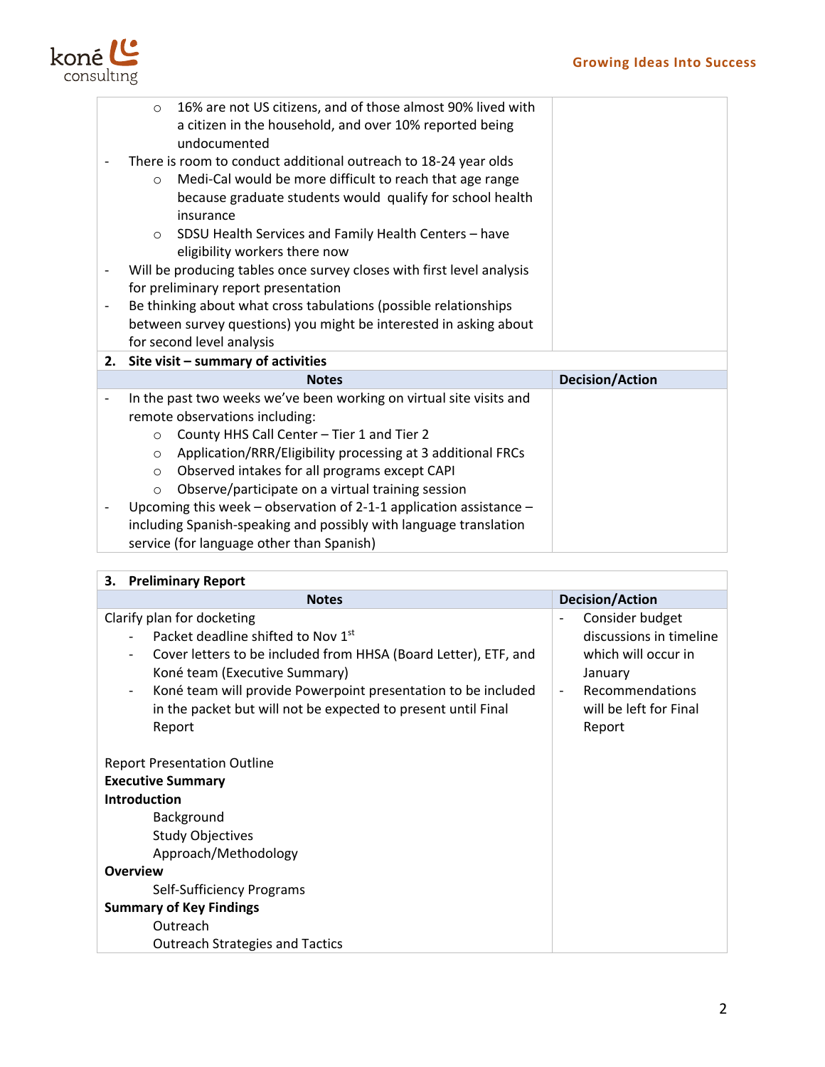| | |
|---|---|
| ○ 16% are not US citizens, and of those almost 90% lived with a citizen in the household, and over 10% reported being undocumented<br>- There is room to conduct additional outreach to 18-24 year olds<br>○ Medi-Cal would be more difficult to reach that age range because graduate students would qualify for school health insurance<br>○ SDSU Health Services and Family Health Centers – have eligibility workers there now<br>- Will be producing tables once survey closes with first level analysis for preliminary report presentation<br>- Be thinking about what cross tabulations (possible relationships between survey questions) you might be interested in asking about for second level analysis | |

**2. Site visit – summary of activities**

| Notes | Decision/Action |
|---|---|
| - In the past two weeks we've been working on virtual site visits and remote observations including:<br>○ County HHS Call Center – Tier 1 and Tier 2<br>○ Application/RRR/Eligibility processing at 3 additional FRCs<br>○ Observed intakes for all programs except CAPI<br>○ Observe/participate on a virtual training session<br>- Upcoming this week – observation of 2-1-1 application assistance – including Spanish-speaking and possibly with language translation service (for language other than Spanish) | |

**3. Preliminary Report**

| Notes | Decision/Action |
|---|---|
| Clarify plan for docketing<br>- Packet deadline shifted to Nov 1st<br>- Cover letters to be included from HHSA (Board Letter), ETF, and Koné team (Executive Summary)<br>- Koné team will provide Powerpoint presentation to be included in the packet but will not be expected to present until Final Report<br><br>Report Presentation Outline<br>**Executive Summary**<br>**Introduction**<br>Background<br>Study Objectives<br>Approach/Methodology<br>**Overview**<br>Self-Sufficiency Programs<br>**Summary of Key Findings**<br>Outreach<br>Outreach Strategies and Tactics | - Consider budget discussions in timeline which will occur in January<br>- Recommendations will be left for Final Report |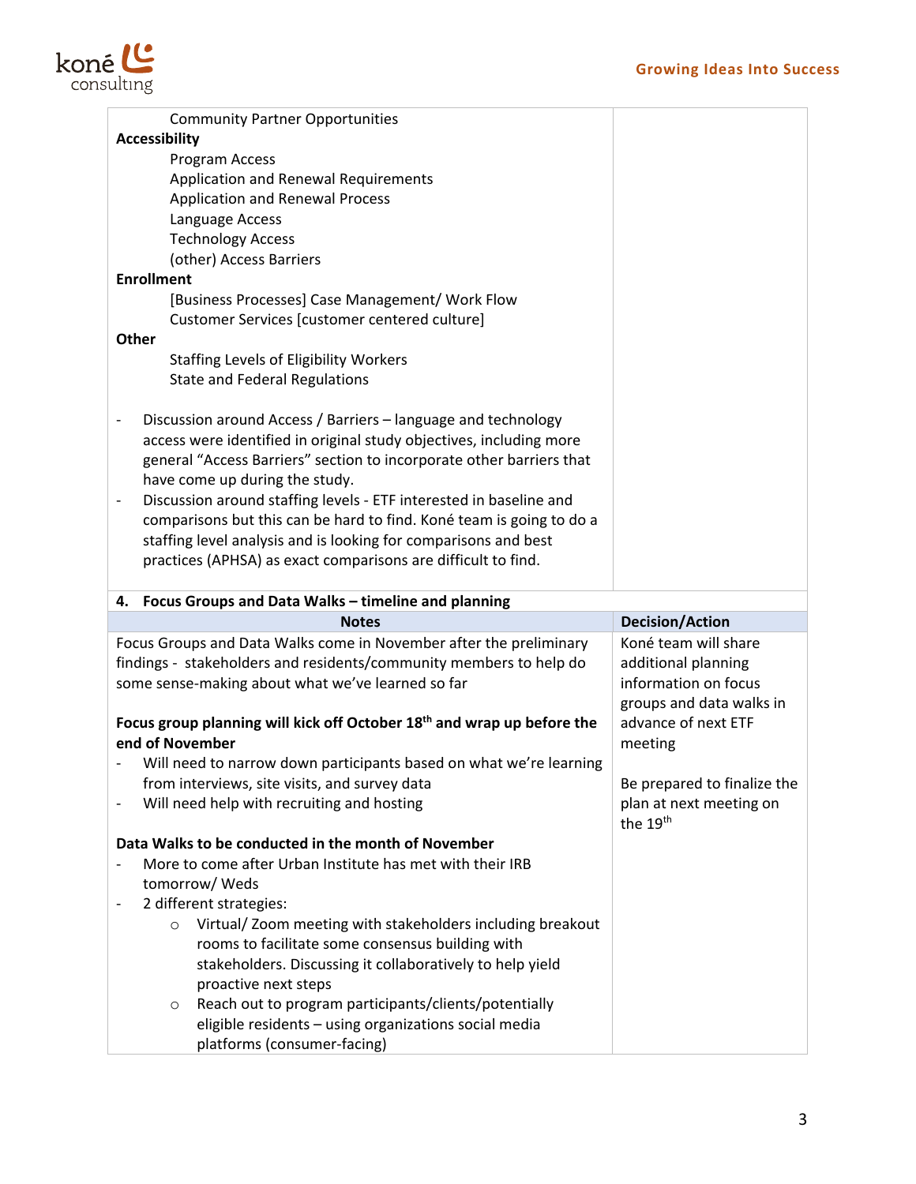| | |
|---|---|
| Community Partner Opportunities<br>**Accessibility**<br>Program Access<br>Application and Renewal Requirements<br>Application and Renewal Process<br>Language Access<br>Technology Access<br>(other) Access Barriers<br>**Enrollment**<br>[Business Processes] Case Management/ Work Flow<br>Customer Services [customer centered culture]<br>**Other**<br>Staffing Levels of Eligibility Workers<br>State and Federal Regulations<br><br>- Discussion around Access / Barriers – language and technology access were identified in original study objectives, including more general "Access Barriers" section to incorporate other barriers that have come up during the study.<br>- Discussion around staffing levels - ETF interested in baseline and comparisons but this can be hard to find. Koné team is going to do a staffing level analysis and is looking for comparisons and best practices (APHSA) as exact comparisons are difficult to find. | |

**4. Focus Groups and Data Walks – timeline and planning**

| Notes | Decision/Action |
|---|---|
| Focus Groups and Data Walks come in November after the preliminary findings - stakeholders and residents/community members to help do some sense-making about what we've learned so far<br><br>**Focus group planning will kick off October 18th and wrap up before the end of November**<br>- Will need to narrow down participants based on what we're learning from interviews, site visits, and survey data<br>- Will need help with recruiting and hosting<br><br>**Data Walks to be conducted in the month of November**<br>- More to come after Urban Institute has met with their IRB tomorrow/ Weds<br>- 2 different strategies:<br>&nbsp;&nbsp;○ Virtual/ Zoom meeting with stakeholders including breakout rooms to facilitate some consensus building with stakeholders. Discussing it collaboratively to help yield proactive next steps<br>&nbsp;&nbsp;○ Reach out to program participants/clients/potentially eligible residents – using organizations social media platforms (consumer-facing) | Koné team will share additional planning information on focus groups and data walks in advance of next ETF meeting<br><br>Be prepared to finalize the plan at next meeting on the 19th |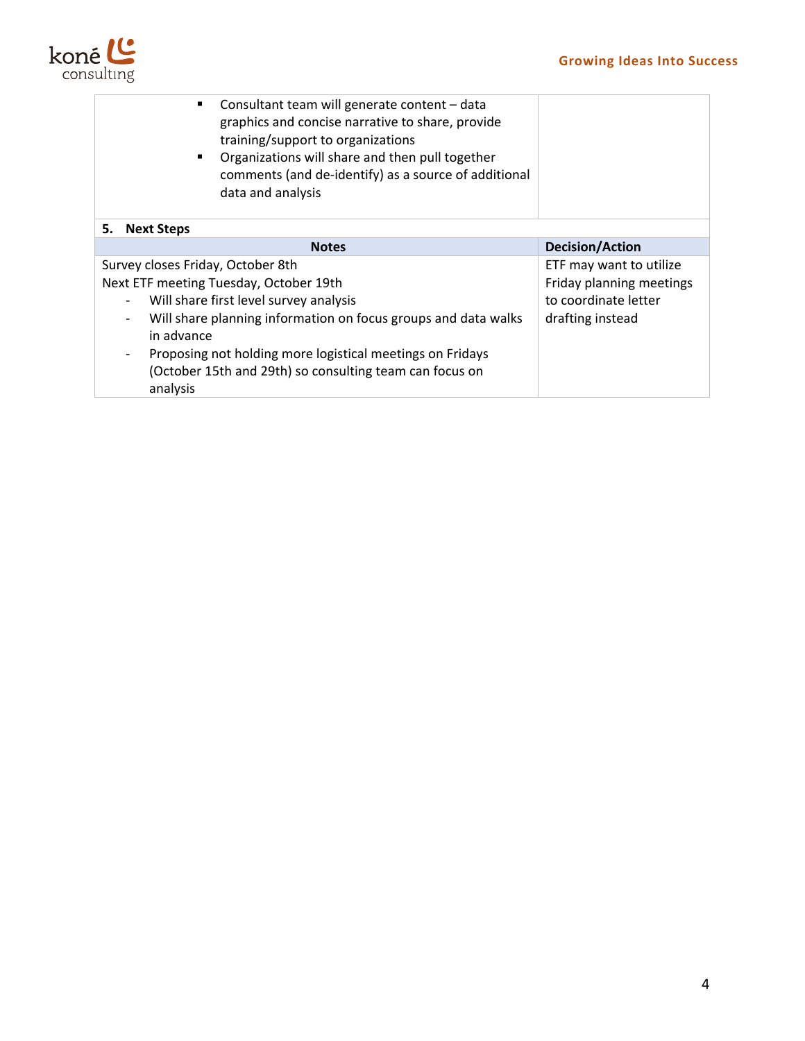| | |
|---|---|
| ▪ Consultant team will generate content – data graphics and concise narrative to share, provide training/support to organizations<br>▪ Organizations will share and then pull together comments (and de-identify) as a source of additional data and analysis | |

**5. Next Steps**

| Notes | Decision/Action |
|---|---|
| Survey closes Friday, October 8th<br>Next ETF meeting Tuesday, October 19th<br>- Will share first level survey analysis<br>- Will share planning information on focus groups and data walks in advance<br>- Proposing not holding more logistical meetings on Fridays (October 15th and 29th) so consulting team can focus on analysis | ETF may want to utilize Friday planning meetings to coordinate letter drafting instead |